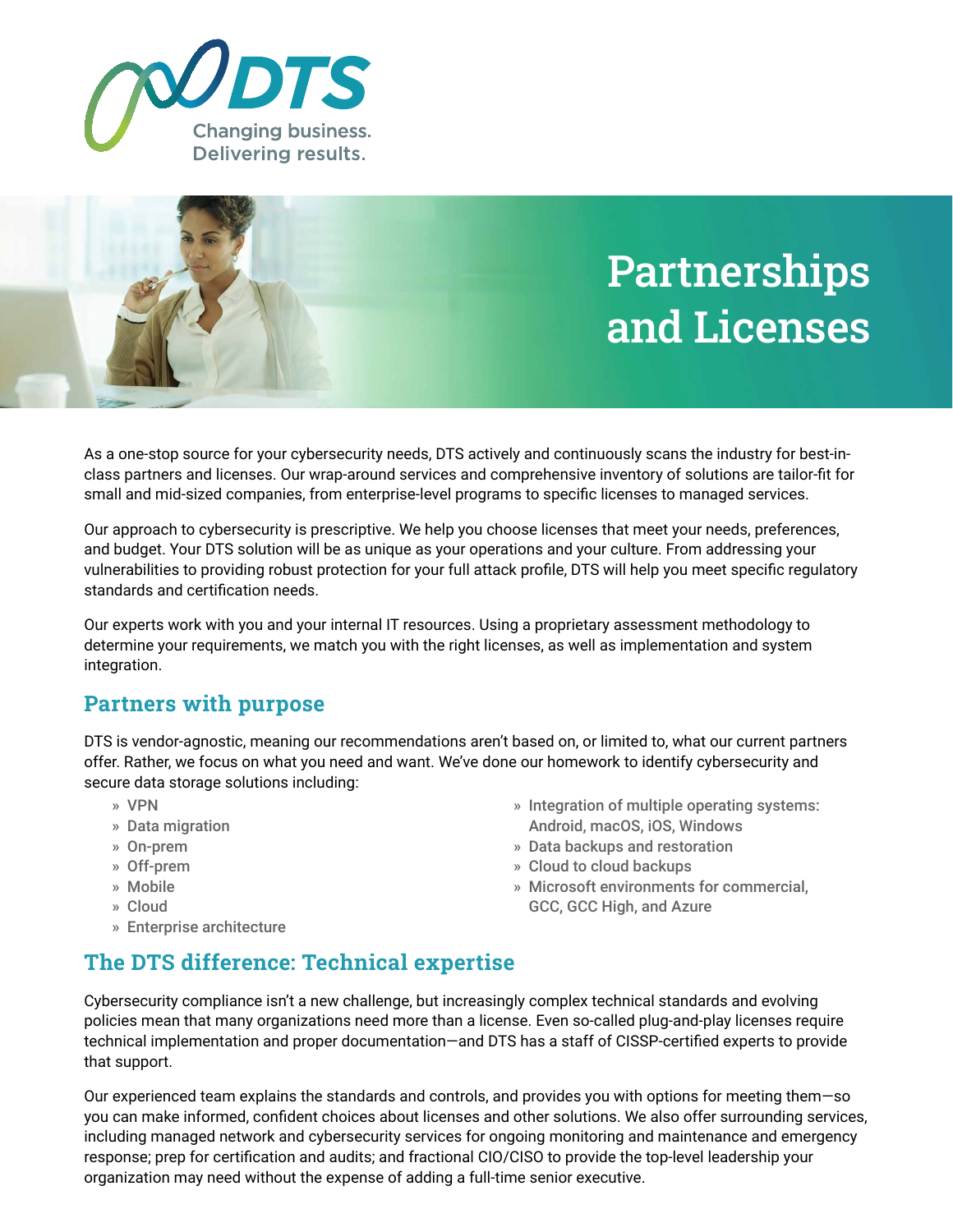DTS

Changing business.
Delivering results.

# Partnerships and Licenses

As a one-stop source for your cybersecurity needs, DTS actively and continuously scans the industry for best-in-class partners and licenses. Our wrap-around services and comprehensive inventory of solutions are tailor-fit for small and mid-sized companies, from enterprise-level programs to specific licenses to managed services.

Our approach to cybersecurity is prescriptive. We help you choose licenses that meet your needs, preferences, and budget. Your DTS solution will be as unique as your operations and your culture. From addressing your vulnerabilities to providing robust protection for your full attack profile, DTS will help you meet specific regulatory standards and certification needs.

Our experts work with you and your internal IT resources. Using a proprietary assessment methodology to determine your requirements, we match you with the right licenses, as well as implementation and system integration.

## Partners with purpose

DTS is vendor-agnostic, meaning our recommendations aren't based on, or limited to, what our current partners offer. Rather, we focus on what you need and want. We've done our homework to identify cybersecurity and secure data storage solutions including:

- VPN
- Data migration
- On-prem
- Off-prem
- Mobile
- Cloud
- Enterprise architecture
- Integration of multiple operating systems: Android, macOS, iOS, Windows
- Data backups and restoration
- Cloud to cloud backups
- Microsoft environments for commercial, GCC, GCC High, and Azure

## The DTS difference: Technical expertise

Cybersecurity compliance isn't a new challenge, but increasingly complex technical standards and evolving policies mean that many organizations need more than a license. Even so-called plug-and-play licenses require technical implementation and proper documentation—and DTS has a staff of CISSP-certified experts to provide that support.

Our experienced team explains the standards and controls, and provides you with options for meeting them—so you can make informed, confident choices about licenses and other solutions. We also offer surrounding services, including managed network and cybersecurity services for ongoing monitoring and maintenance and emergency response; prep for certification and audits; and fractional CIO/CISO to provide the top-level leadership your organization may need without the expense of adding a full-time senior executive.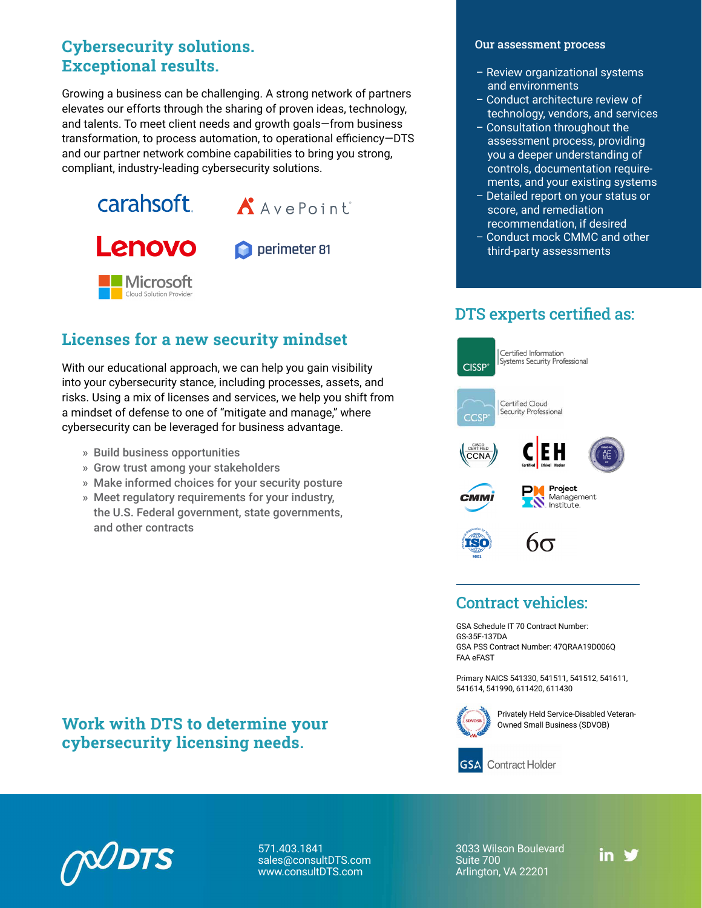## Cybersecurity solutions. Exceptional results.

Growing a business can be challenging. A strong network of partners elevates our efforts through the sharing of proven ideas, technology, and talents. To meet client needs and growth goals—from business transformation, to process automation, to operational efficiency—DTS and our partner network combine capabilities to bring you strong, compliant, industry-leading cybersecurity solutions.

carahsoft. AvePoint Lenovo perimeter 81 Microsoft Cloud Solution Provider

## Licenses for a new security mindset

With our educational approach, we can help you gain visibility into your cybersecurity stance, including processes, assets, and risks. Using a mix of licenses and services, we help you shift from a mindset of defense to one of "mitigate and manage," where cybersecurity can be leveraged for business advantage.

» Build business opportunities
» Grow trust among your stakeholders
» Make informed choices for your security posture
» Meet regulatory requirements for your industry, the U.S. Federal government, state governments, and other contracts

### Our assessment process

- Review organizational systems and environments
- Conduct architecture review of technology, vendors, and services
- Consultation throughout the assessment process, providing you a deeper understanding of controls, documentation requirements, and your existing systems
- Detailed report on your status or score, and remediation recommendation, if desired
- Conduct mock CMMC and other third-party assessments

## DTS experts certified as:

CISSP® Certified Information Systems Security Professional

CCSP® Certified Cloud Security Professional

CCNA, CEH, CMMI, Project Management Institute, ISO 9001, 6σ

## Contract vehicles:

GSA Schedule IT 70 Contract Number: GS-35F-137DA
GSA PSS Contract Number: 47QRAA19D006Q
FAA eFAST

Primary NAICS 541330, 541511, 541512, 541611, 541614, 541990, 611420, 611430

Privately Held Service-Disabled Veteran-Owned Small Business (SDVOB)

GSA Contract Holder

## Work with DTS to determine your cybersecurity licensing needs.

DTS

571.403.1841
sales@consultDTS.com
www.consultDTS.com

3033 Wilson Boulevard
Suite 700
Arlington, VA 22201